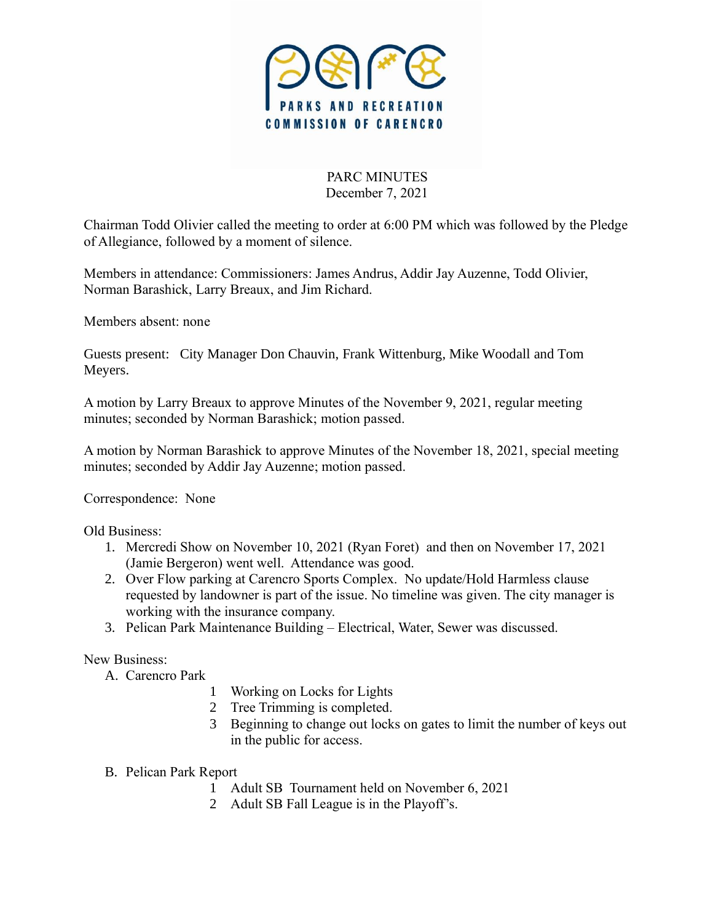PARKS AND RECREATION COMMISSION OF CARENCRO

# PARC MINUTES
December 7, 2021

Chairman Todd Olivier called the meeting to order at 6:00 PM which was followed by the Pledge of Allegiance, followed by a moment of silence.

Members in attendance: Commissioners: James Andrus, Addir Jay Auzenne, Todd Olivier, Norman Barashick, Larry Breaux, and Jim Richard.

Members absent: none

Guests present: City Manager Don Chauvin, Frank Wittenburg, Mike Woodall and Tom Meyers.

A motion by Larry Breaux to approve Minutes of the November 9, 2021, regular meeting minutes; seconded by Norman Barashick; motion passed.

A motion by Norman Barashick to approve Minutes of the November 18, 2021, special meeting minutes; seconded by Addir Jay Auzenne; motion passed.

Correspondence: None

Old Business:

1. Mercredi Show on November 10, 2021 (Ryan Foret) and then on November 17, 2021 (Jamie Bergeron) went well. Attendance was good.
2. Over Flow parking at Carencro Sports Complex. No update/Hold Harmless clause requested by landowner is part of the issue. No timeline was given. The city manager is working with the insurance company.
3. Pelican Park Maintenance Building – Electrical, Water, Sewer was discussed.

New Business:

A. Carencro Park
   1. Working on Locks for Lights
   2. Tree Trimming is completed.
   3. Beginning to change out locks on gates to limit the number of keys out in the public for access.

B. Pelican Park Report
   1. Adult SB Tournament held on November 6, 2021
   2. Adult SB Fall League is in the Playoff's.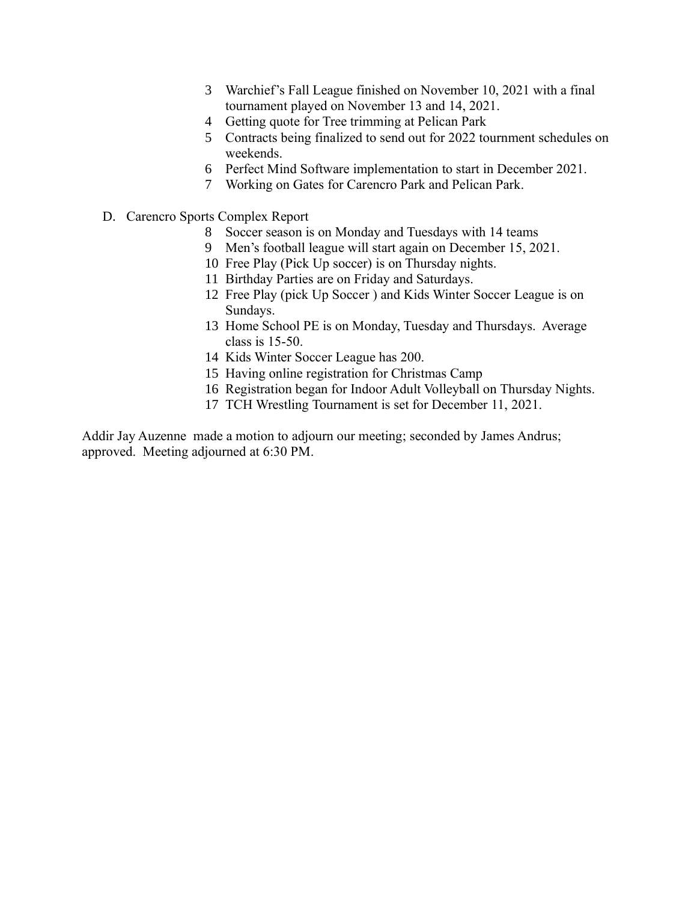3. Warchief's Fall League finished on November 10, 2021 with a final tournament played on November 13 and 14, 2021.
4. Getting quote for Tree trimming at Pelican Park
5. Contracts being finalized to send out for 2022 tournment schedules on weekends.
6. Perfect Mind Software implementation to start in December 2021.
7. Working on Gates for Carencro Park and Pelican Park.

D. Carencro Sports Complex Report

8. Soccer season is on Monday and Tuesdays with 14 teams
9. Men's football league will start again on December 15, 2021.
10. Free Play (Pick Up soccer) is on Thursday nights.
11. Birthday Parties are on Friday and Saturdays.
12. Free Play (pick Up Soccer ) and Kids Winter Soccer League is on Sundays.
13. Home School PE is on Monday, Tuesday and Thursdays. Average class is 15-50.
14. Kids Winter Soccer League has 200.
15. Having online registration for Christmas Camp
16. Registration began for Indoor Adult Volleyball on Thursday Nights.
17. TCH Wrestling Tournament is set for December 11, 2021.

Addir Jay Auzenne made a motion to adjourn our meeting; seconded by James Andrus; approved. Meeting adjourned at 6:30 PM.